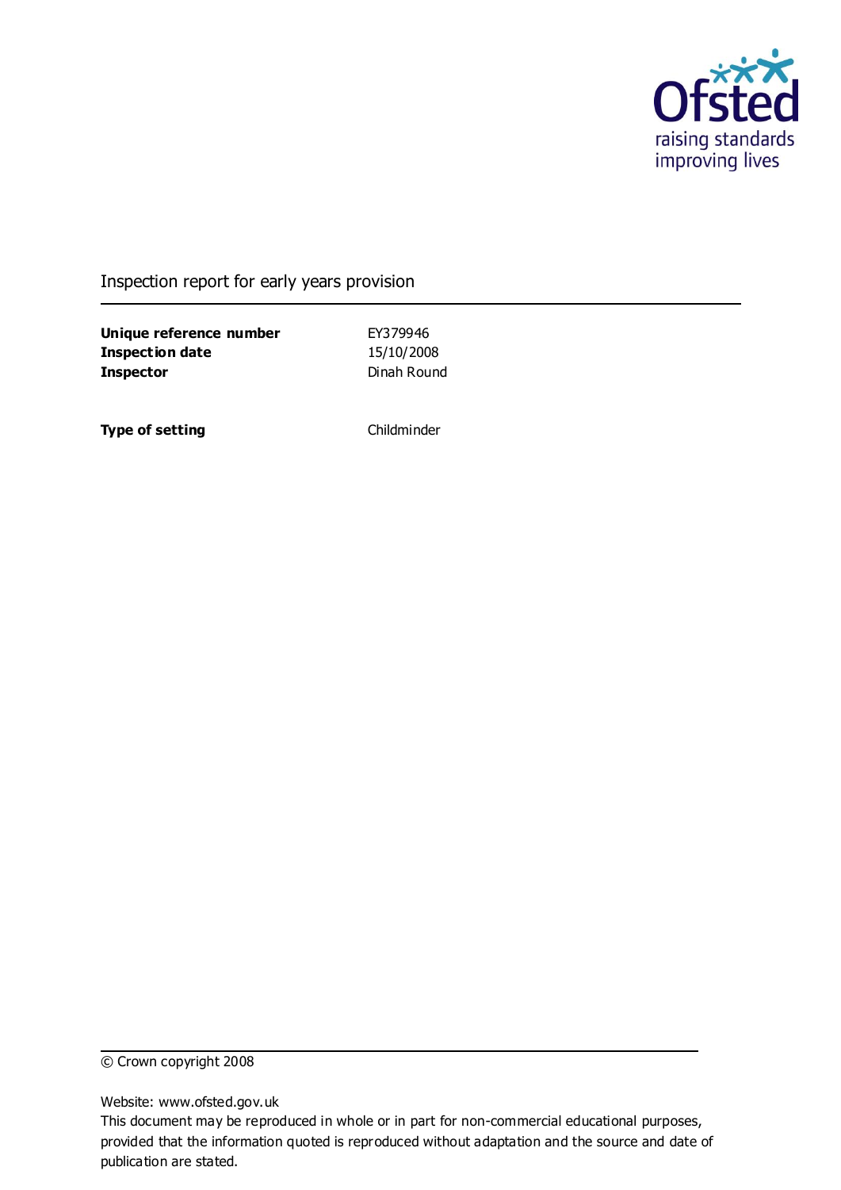Inspection report for early years provision

| | |
|---|---|
| **Unique reference number** | EY379946 |
| **Inspection date** | 15/10/2008 |
| **Inspector** | Dinah Round |
| | |
| **Type of setting** | Childminder |

© Crown copyright 2008

Website: www.ofsted.gov.uk

This document may be reproduced in whole or in part for non-commercial educational purposes, provided that the information quoted is reproduced without adaptation and the source and date of publication are stated.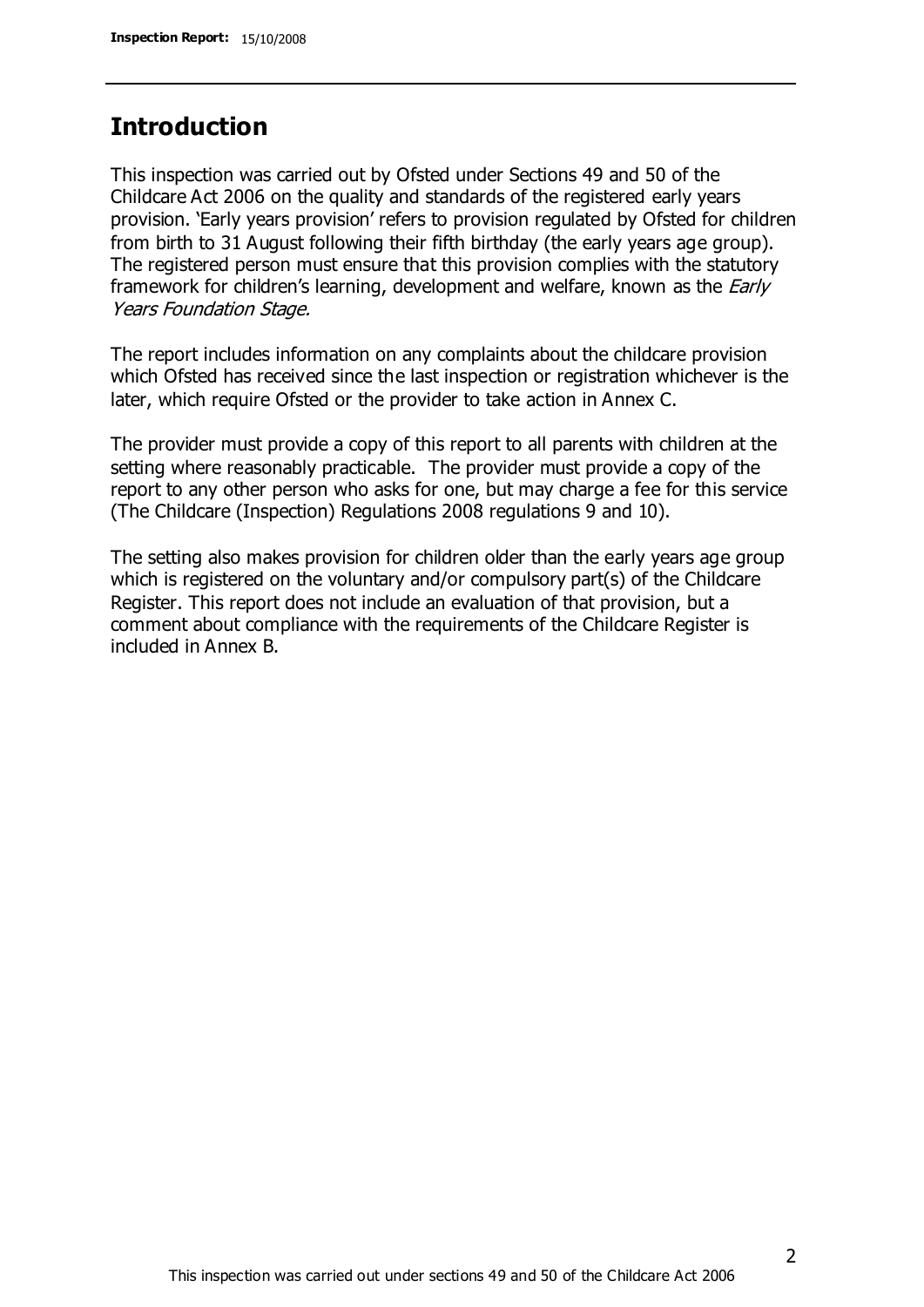## Introduction

This inspection was carried out by Ofsted under Sections 49 and 50 of the Childcare Act 2006 on the quality and standards of the registered early years provision. 'Early years provision' refers to provision regulated by Ofsted for children from birth to 31 August following their fifth birthday (the early years age group). The registered person must ensure that this provision complies with the statutory framework for children's learning, development and welfare, known as the *Early Years Foundation Stage.*

The report includes information on any complaints about the childcare provision which Ofsted has received since the last inspection or registration whichever is the later, which require Ofsted or the provider to take action in Annex C.

The provider must provide a copy of this report to all parents with children at the setting where reasonably practicable. The provider must provide a copy of the report to any other person who asks for one, but may charge a fee for this service (The Childcare (Inspection) Regulations 2008 regulations 9 and 10).

The setting also makes provision for children older than the early years age group which is registered on the voluntary and/or compulsory part(s) of the Childcare Register. This report does not include an evaluation of that provision, but a comment about compliance with the requirements of the Childcare Register is included in Annex B.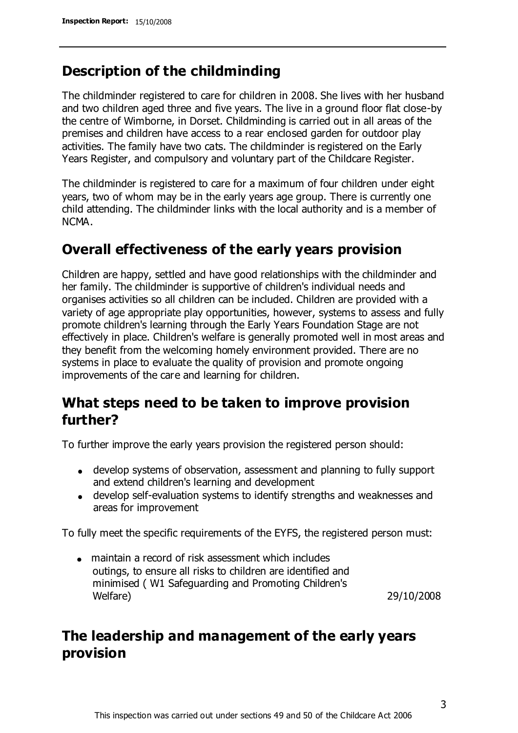## Description of the childminding

The childminder registered to care for children in 2008. She lives with her husband and two children aged three and five years. The live in a ground floor flat close-by the centre of Wimborne, in Dorset. Childminding is carried out in all areas of the premises and children have access to a rear enclosed garden for outdoor play activities. The family have two cats. The childminder is registered on the Early Years Register, and compulsory and voluntary part of the Childcare Register.

The childminder is registered to care for a maximum of four children under eight years, two of whom may be in the early years age group. There is currently one child attending. The childminder links with the local authority and is a member of NCMA.

## Overall effectiveness of the early years provision

Children are happy, settled and have good relationships with the childminder and her family. The childminder is supportive of children's individual needs and organises activities so all children can be included. Children are provided with a variety of age appropriate play opportunities, however, systems to assess and fully promote children's learning through the Early Years Foundation Stage are not effectively in place. Children's welfare is generally promoted well in most areas and they benefit from the welcoming homely environment provided. There are no systems in place to evaluate the quality of provision and promote ongoing improvements of the care and learning for children.

## What steps need to be taken to improve provision further?

To further improve the early years provision the registered person should:

- develop systems of observation, assessment and planning to fully support and extend children's learning and development
- develop self-evaluation systems to identify strengths and weaknesses and areas for improvement

To fully meet the specific requirements of the EYFS, the registered person must:

| | |
|---|---|
| • maintain a record of risk assessment which includes outings, to ensure all risks to children are identified and minimised ( W1 Safeguarding and Promoting Children's Welfare) | 29/10/2008 |

## The leadership and management of the early years provision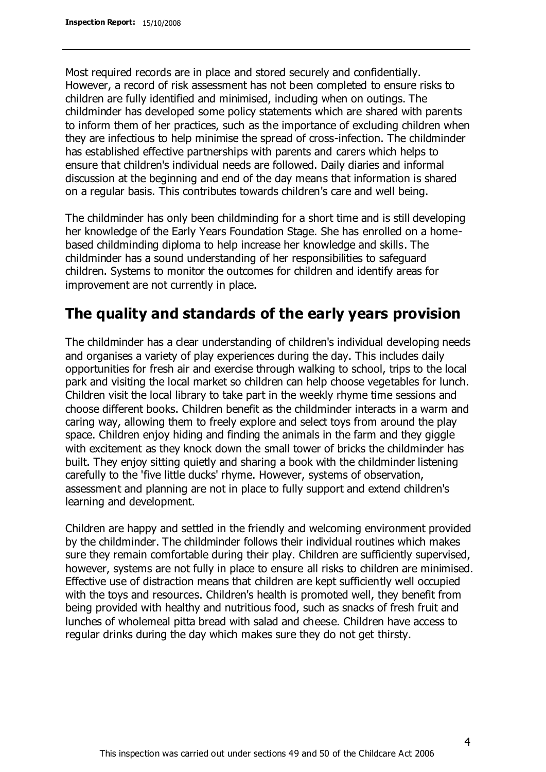Most required records are in place and stored securely and confidentially. However, a record of risk assessment has not been completed to ensure risks to children are fully identified and minimised, including when on outings. The childminder has developed some policy statements which are shared with parents to inform them of her practices, such as the importance of excluding children when they are infectious to help minimise the spread of cross-infection. The childminder has established effective partnerships with parents and carers which helps to ensure that children's individual needs are followed. Daily diaries and informal discussion at the beginning and end of the day means that information is shared on a regular basis. This contributes towards children's care and well being.

The childminder has only been childminding for a short time and is still developing her knowledge of the Early Years Foundation Stage. She has enrolled on a home-based childminding diploma to help increase her knowledge and skills. The childminder has a sound understanding of her responsibilities to safeguard children. Systems to monitor the outcomes for children and identify areas for improvement are not currently in place.

## The quality and standards of the early years provision

The childminder has a clear understanding of children's individual developing needs and organises a variety of play experiences during the day. This includes daily opportunities for fresh air and exercise through walking to school, trips to the local park and visiting the local market so children can help choose vegetables for lunch. Children visit the local library to take part in the weekly rhyme time sessions and choose different books. Children benefit as the childminder interacts in a warm and caring way, allowing them to freely explore and select toys from around the play space. Children enjoy hiding and finding the animals in the farm and they giggle with excitement as they knock down the small tower of bricks the childminder has built. They enjoy sitting quietly and sharing a book with the childminder listening carefully to the 'five little ducks' rhyme. However, systems of observation, assessment and planning are not in place to fully support and extend children's learning and development.

Children are happy and settled in the friendly and welcoming environment provided by the childminder. The childminder follows their individual routines which makes sure they remain comfortable during their play. Children are sufficiently supervised, however, systems are not fully in place to ensure all risks to children are minimised. Effective use of distraction means that children are kept sufficiently well occupied with the toys and resources. Children's health is promoted well, they benefit from being provided with healthy and nutritious food, such as snacks of fresh fruit and lunches of wholemeal pitta bread with salad and cheese. Children have access to regular drinks during the day which makes sure they do not get thirsty.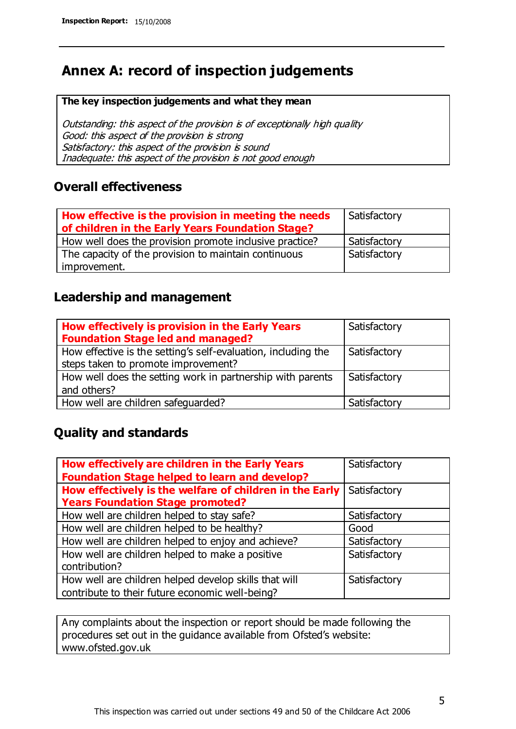# Annex A: record of inspection judgements

**The key inspection judgements and what they mean**

*Outstanding: this aspect of the provision is of exceptionally high quality*
*Good: this aspect of the provision is strong*
*Satisfactory: this aspect of the provision is sound*
*Inadequate: this aspect of the provision is not good enough*

## Overall effectiveness

| **How effective is the provision in meeting the needs of children in the Early Years Foundation Stage?** | Satisfactory |
|---|---|
| How well does the provision promote inclusive practice? | Satisfactory |
| The capacity of the provision to maintain continuous improvement. | Satisfactory |

## Leadership and management

| **How effectively is provision in the Early Years Foundation Stage led and managed?** | Satisfactory |
|---|---|
| How effective is the setting's self-evaluation, including the steps taken to promote improvement? | Satisfactory |
| How well does the setting work in partnership with parents and others? | Satisfactory |
| How well are children safeguarded? | Satisfactory |

## Quality and standards

| **How effectively are children in the Early Years Foundation Stage helped to learn and develop?** | Satisfactory |
|---|---|
| **How effectively is the welfare of children in the Early Years Foundation Stage promoted?** | Satisfactory |
| How well are children helped to stay safe? | Satisfactory |
| How well are children helped to be healthy? | Good |
| How well are children helped to enjoy and achieve? | Satisfactory |
| How well are children helped to make a positive contribution? | Satisfactory |
| How well are children helped develop skills that will contribute to their future economic well-being? | Satisfactory |

Any complaints about the inspection or report should be made following the procedures set out in the guidance available from Ofsted's website: www.ofsted.gov.uk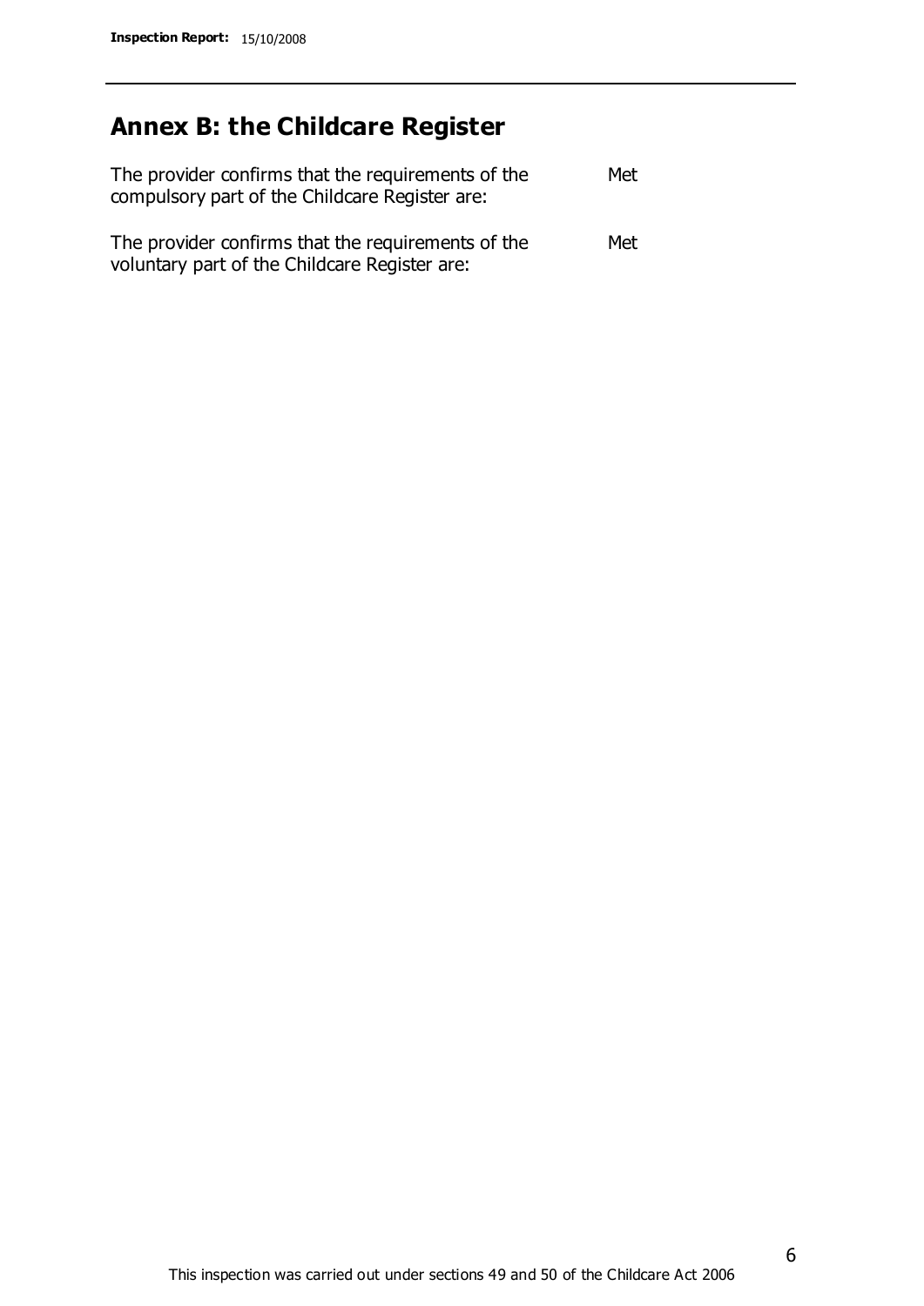## Annex B: the Childcare Register

| | |
|---|---|
| The provider confirms that the requirements of the compulsory part of the Childcare Register are: | Met |
| The provider confirms that the requirements of the voluntary part of the Childcare Register are: | Met |

This inspection was carried out under sections 49 and 50 of the Childcare Act 2006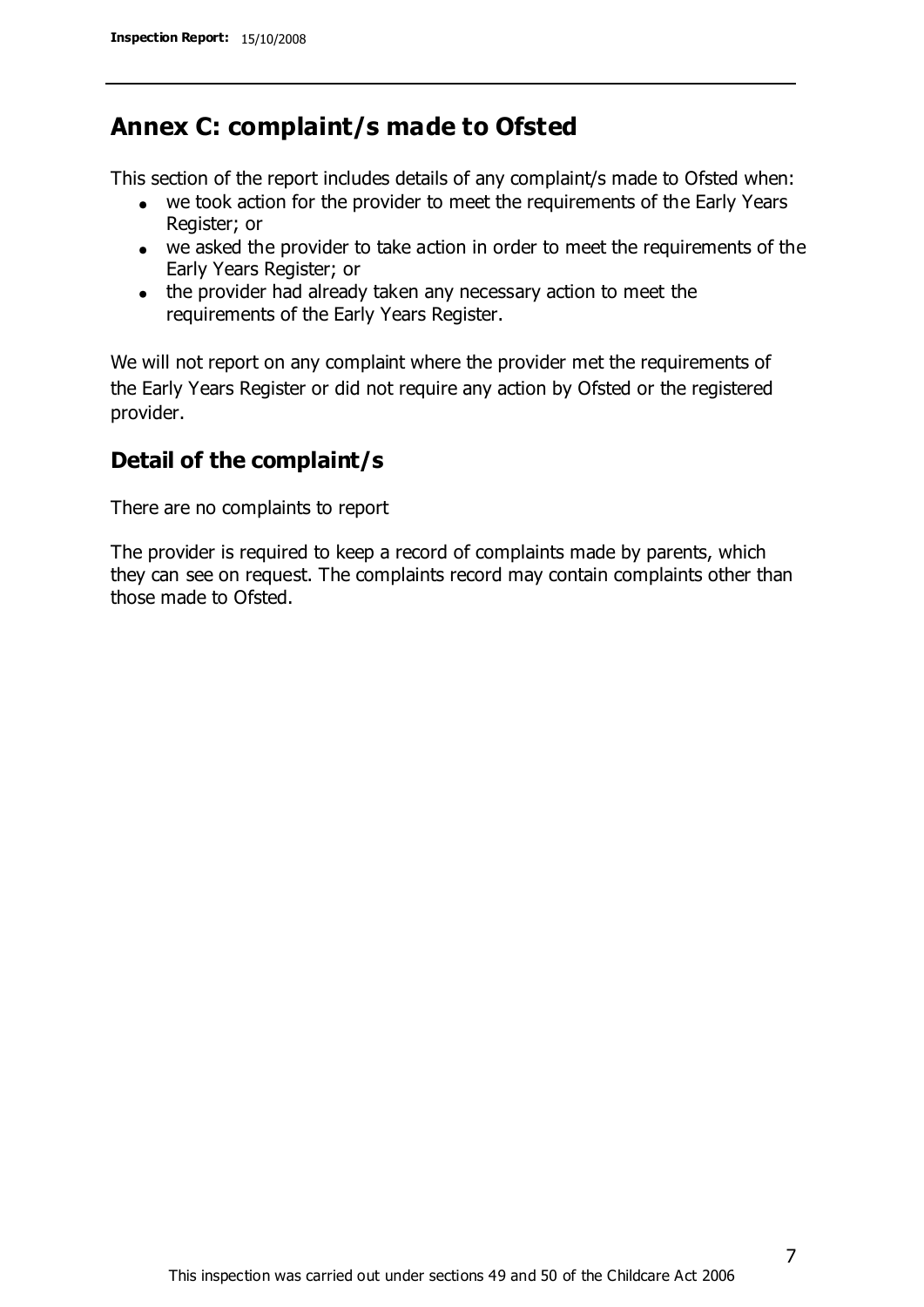## Annex C: complaint/s made to Ofsted

This section of the report includes details of any complaint/s made to Ofsted when:

- we took action for the provider to meet the requirements of the Early Years Register; or
- we asked the provider to take action in order to meet the requirements of the Early Years Register; or
- the provider had already taken any necessary action to meet the requirements of the Early Years Register.

We will not report on any complaint where the provider met the requirements of the Early Years Register or did not require any action by Ofsted or the registered provider.

### Detail of the complaint/s

There are no complaints to report

The provider is required to keep a record of complaints made by parents, which they can see on request. The complaints record may contain complaints other than those made to Ofsted.

This inspection was carried out under sections 49 and 50 of the Childcare Act 2006